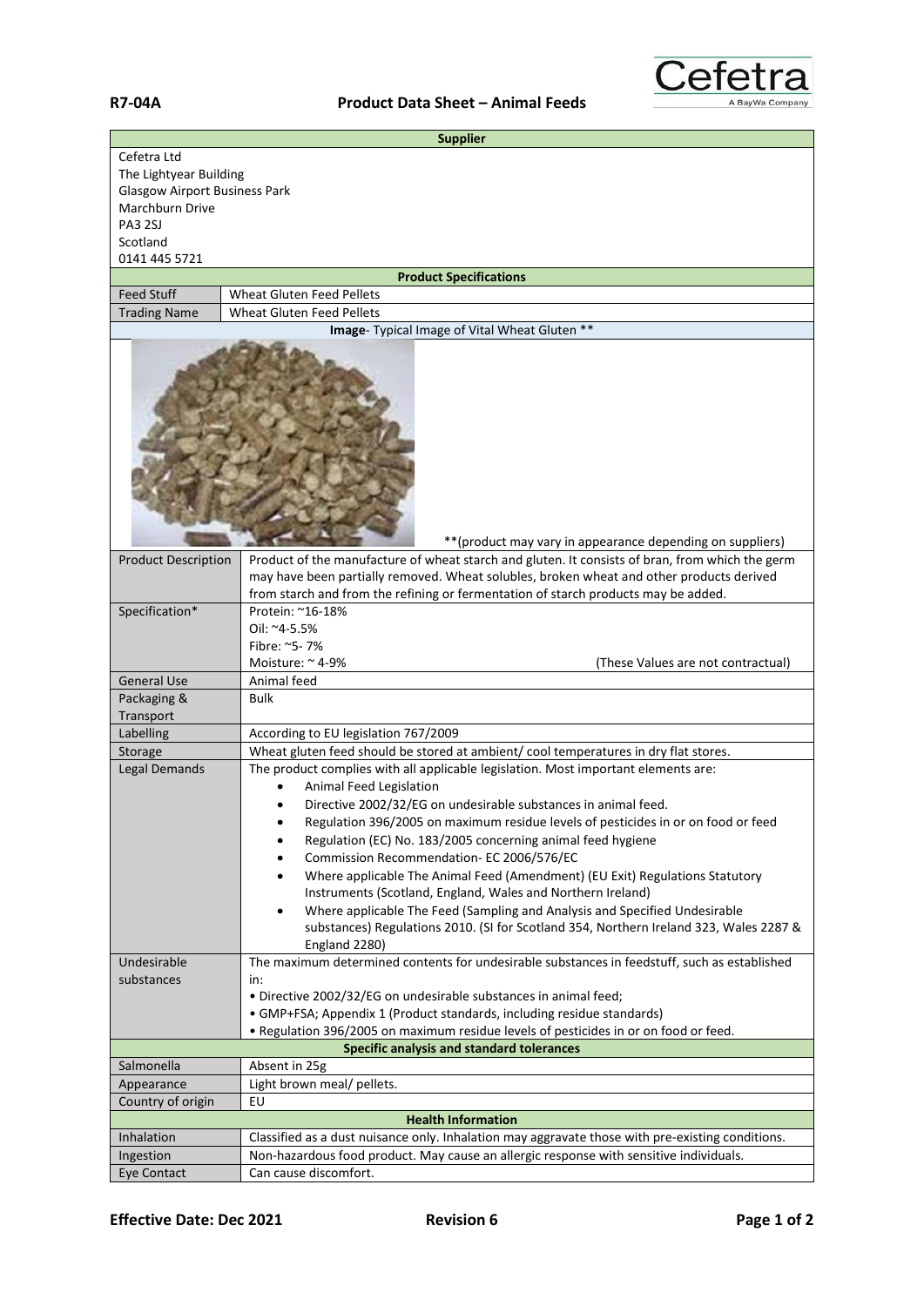**R7-04A** **Product Data Sheet – Animal Feeds**

Cefetra
A BayWa Company

| **Supplier** | |
|---|---|
| Cefetra Ltd<br>The Lightyear Building<br>Glasgow Airport Business Park<br>Marchburn Drive<br>PA3 2SJ<br>Scotland<br>0141 445 5721 | |
| **Product Specifications** | |
| Feed Stuff | Wheat Gluten Feed Pellets |
| Trading Name | Wheat Gluten Feed Pellets |
| **Image**- Typical Image of Vital Wheat Gluten ** | |
| **(product may vary in appearance depending on suppliers) | |
| Product Description | Product of the manufacture of wheat starch and gluten. It consists of bran, from which the germ may have been partially removed. Wheat solubles, broken wheat and other products derived from starch and from the refining or fermentation of starch products may be added. |
| Specification* | Protein: ~16-18%<br>Oil: ~4-5.5%<br>Fibre: ~5- 7%<br>Moisture: ~ 4-9% (These Values are not contractual) |
| General Use | Animal feed |
| Packaging & Transport | Bulk |
| Labelling | According to EU legislation 767/2009 |
| Storage | Wheat gluten feed should be stored at ambient/ cool temperatures in dry flat stores. |
| Legal Demands | The product complies with all applicable legislation. Most important elements are:<br>• Animal Feed Legislation<br>• Directive 2002/32/EG on undesirable substances in animal feed.<br>• Regulation 396/2005 on maximum residue levels of pesticides in or on food or feed<br>• Regulation (EC) No. 183/2005 concerning animal feed hygiene<br>• Commission Recommendation- EC 2006/576/EC<br>• Where applicable The Animal Feed (Amendment) (EU Exit) Regulations Statutory Instruments (Scotland, England, Wales and Northern Ireland)<br>• Where applicable The Feed (Sampling and Analysis and Specified Undesirable substances) Regulations 2010. (SI for Scotland 354, Northern Ireland 323, Wales 2287 & England 2280) |
| Undesirable substances | The maximum determined contents for undesirable substances in feedstuff, such as established in:<br>• Directive 2002/32/EG on undesirable substances in animal feed;<br>• GMP+FSA; Appendix 1 (Product standards, including residue standards)<br>• Regulation 396/2005 on maximum residue levels of pesticides in or on food or feed. |
| **Specific analysis and standard tolerances** | |
| Salmonella | Absent in 25g |
| Appearance | Light brown meal/ pellets. |
| Country of origin | EU |
| **Health Information** | |
| Inhalation | Classified as a dust nuisance only. Inhalation may aggravate those with pre-existing conditions. |
| Ingestion | Non-hazardous food product. May cause an allergic response with sensitive individuals. |
| Eye Contact | Can cause discomfort. |

**Effective Date: Dec 2021** **Revision 6**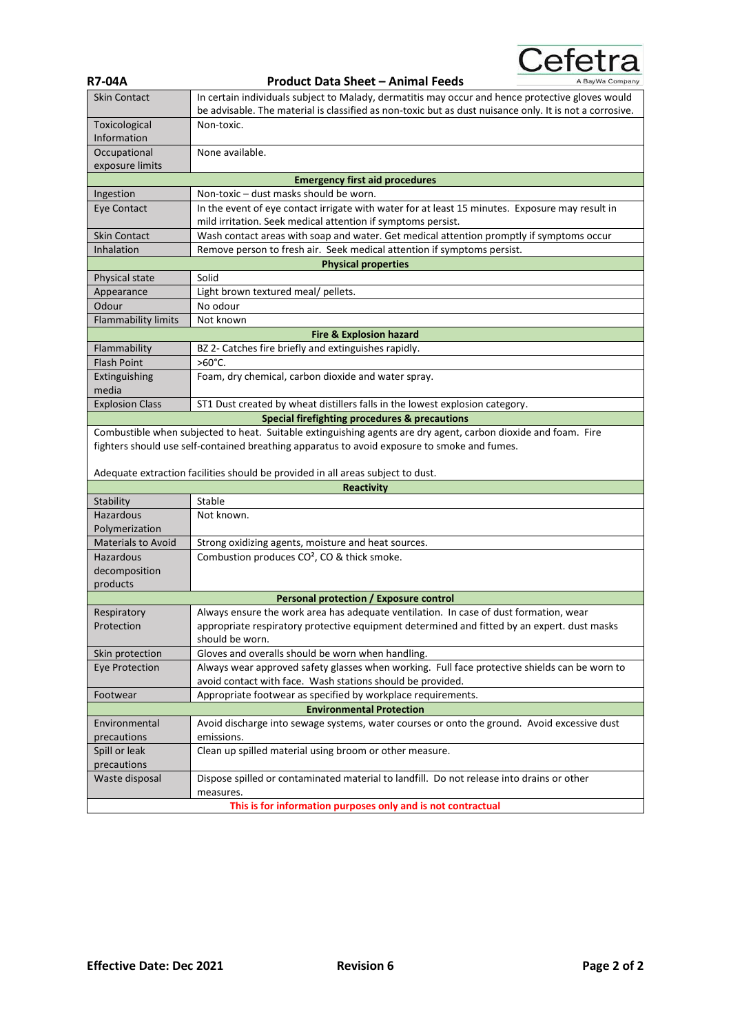| | |
|---|---|
| Skin Contact | In certain individuals subject to Malady, dermatitis may occur and hence protective gloves would be advisable. The material is classified as non-toxic but as dust nuisance only. It is not a corrosive. |
| Toxicological Information | Non-toxic. |
| Occupational exposure limits | None available. |
| **Emergency first aid procedures** | |
| Ingestion | Non-toxic – dust masks should be worn. |
| Eye Contact | In the event of eye contact irrigate with water for at least 15 minutes. Exposure may result in mild irritation. Seek medical attention if symptoms persist. |
| Skin Contact | Wash contact areas with soap and water. Get medical attention promptly if symptoms occur |
| Inhalation | Remove person to fresh air. Seek medical attention if symptoms persist. |
| **Physical properties** | |
| Physical state | Solid |
| Appearance | Light brown textured meal/ pellets. |
| Odour | No odour |
| Flammability limits | Not known |
| **Fire & Explosion hazard** | |
| Flammability | BZ 2- Catches fire briefly and extinguishes rapidly. |
| Flash Point | >60°C. |
| Extinguishing media | Foam, dry chemical, carbon dioxide and water spray. |
| Explosion Class | ST1 Dust created by wheat distillers falls in the lowest explosion category. |
| **Special firefighting procedures & precautions** | |
| Combustible when subjected to heat. Suitable extinguishing agents are dry agent, carbon dioxide and foam. Fire fighters should use self-contained breathing apparatus to avoid exposure to smoke and fumes. Adequate extraction facilities should be provided in all areas subject to dust. | |
| **Reactivity** | |
| Stability | Stable |
| Hazardous Polymerization | Not known. |
| Materials to Avoid | Strong oxidizing agents, moisture and heat sources. |
| Hazardous decomposition products | Combustion produces $CO^2$, CO & thick smoke. |
| **Personal protection / Exposure control** | |
| Respiratory Protection | Always ensure the work area has adequate ventilation. In case of dust formation, wear appropriate respiratory protective equipment determined and fitted by an expert. dust masks should be worn. |
| Skin protection | Gloves and overalls should be worn when handling. |
| Eye Protection | Always wear approved safety glasses when working. Full face protective shields can be worn to avoid contact with face. Wash stations should be provided. |
| Footwear | Appropriate footwear as specified by workplace requirements. |
| **Environmental Protection** | |
| Environmental precautions | Avoid discharge into sewage systems, water courses or onto the ground. Avoid excessive dust emissions. |
| Spill or leak precautions | Clean up spilled material using broom or other measure. |
| Waste disposal | Dispose spilled or contaminated material to landfill. Do not release into drains or other measures. |
| **This is for information purposes only and is not contractual** | |